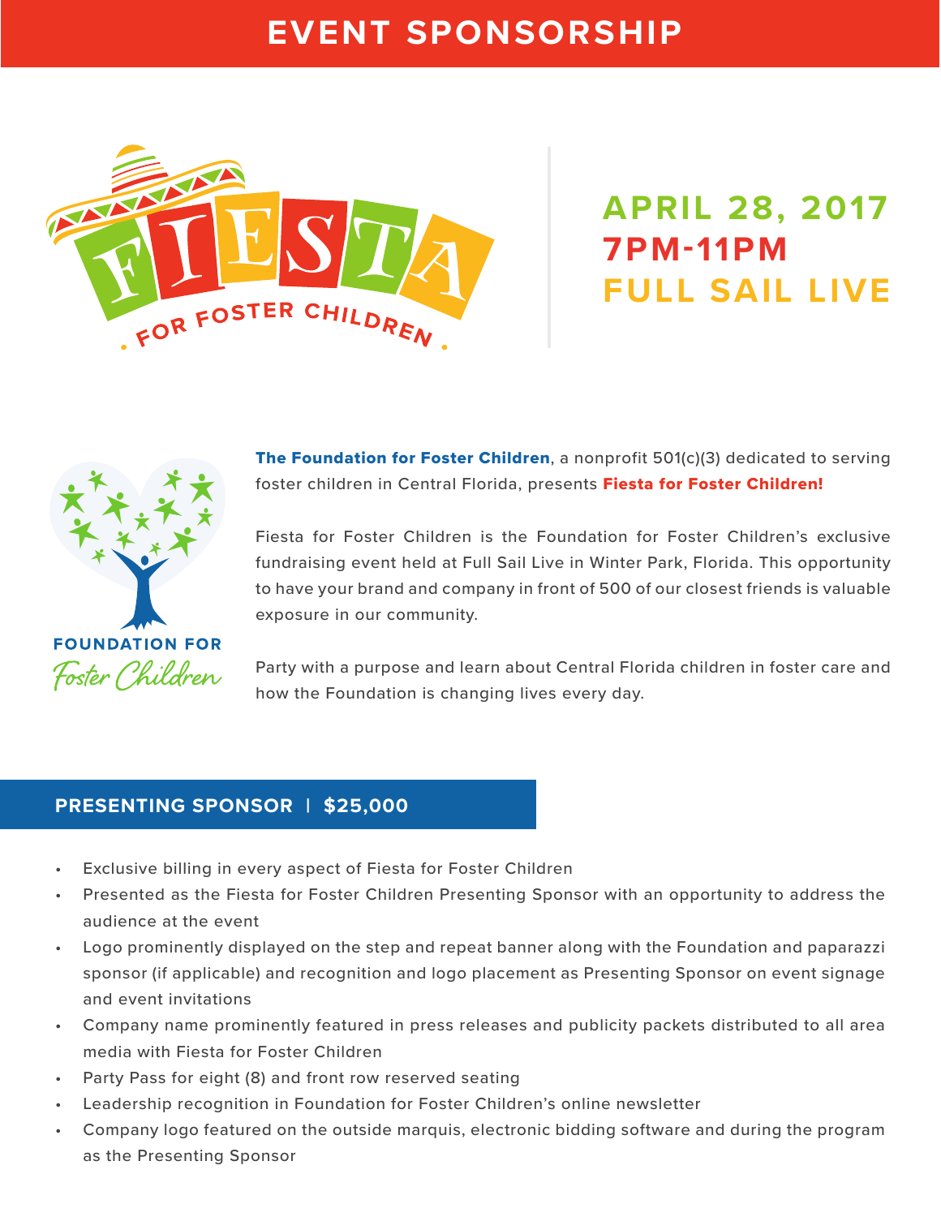# EVENT SPONSORSHIP

FIESTA FOR FOSTER CHILDREN

## APRIL 28, 2017
## 7PM-11PM
## FULL SAIL LIVE

FOUNDATION FOR Foster Children

**The Foundation for Foster Children**, a nonprofit 501(c)(3) dedicated to serving foster children in Central Florida, presents **Fiesta for Foster Children!**

Fiesta for Foster Children is the Foundation for Foster Children's exclusive fundraising event held at Full Sail Live in Winter Park, Florida. This opportunity to have your brand and company in front of 500 of our closest friends is valuable exposure in our community.

Party with a purpose and learn about Central Florida children in foster care and how the Foundation is changing lives every day.

## PRESENTING SPONSOR | $25,000

- Exclusive billing in every aspect of Fiesta for Foster Children
- Presented as the Fiesta for Foster Children Presenting Sponsor with an opportunity to address the audience at the event
- Logo prominently displayed on the step and repeat banner along with the Foundation and paparazzi sponsor (if applicable) and recognition and logo placement as Presenting Sponsor on event signage and event invitations
- Company name prominently featured in press releases and publicity packets distributed to all area media with Fiesta for Foster Children
- Party Pass for eight (8) and front row reserved seating
- Leadership recognition in Foundation for Foster Children's online newsletter
- Company logo featured on the outside marquis, electronic bidding software and during the program as the Presenting Sponsor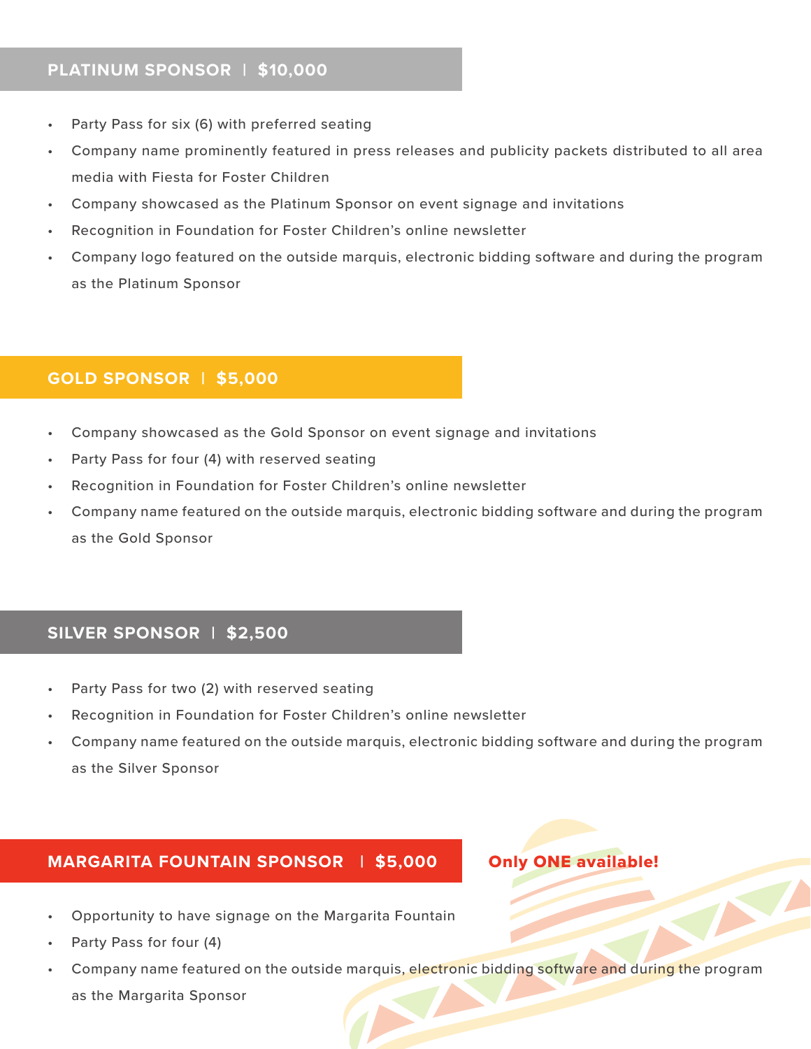## PLATINUM SPONSOR | $10,000

- Party Pass for six (6) with preferred seating
- Company name prominently featured in press releases and publicity packets distributed to all area media with Fiesta for Foster Children
- Company showcased as the Platinum Sponsor on event signage and invitations
- Recognition in Foundation for Foster Children's online newsletter
- Company logo featured on the outside marquis, electronic bidding software and during the program as the Platinum Sponsor

## GOLD SPONSOR | $5,000

- Company showcased as the Gold Sponsor on event signage and invitations
- Party Pass for four (4) with reserved seating
- Recognition in Foundation for Foster Children's online newsletter
- Company name featured on the outside marquis, electronic bidding software and during the program as the Gold Sponsor

## SILVER SPONSOR | $2,500

- Party Pass for two (2) with reserved seating
- Recognition in Foundation for Foster Children's online newsletter
- Company name featured on the outside marquis, electronic bidding software and during the program as the Silver Sponsor

## MARGARITA FOUNTAIN SPONSOR | $5,000

**Only ONE available!**

- Opportunity to have signage on the Margarita Fountain
- Party Pass for four (4)
- Company name featured on the outside marquis, electronic bidding software and during the program as the Margarita Sponsor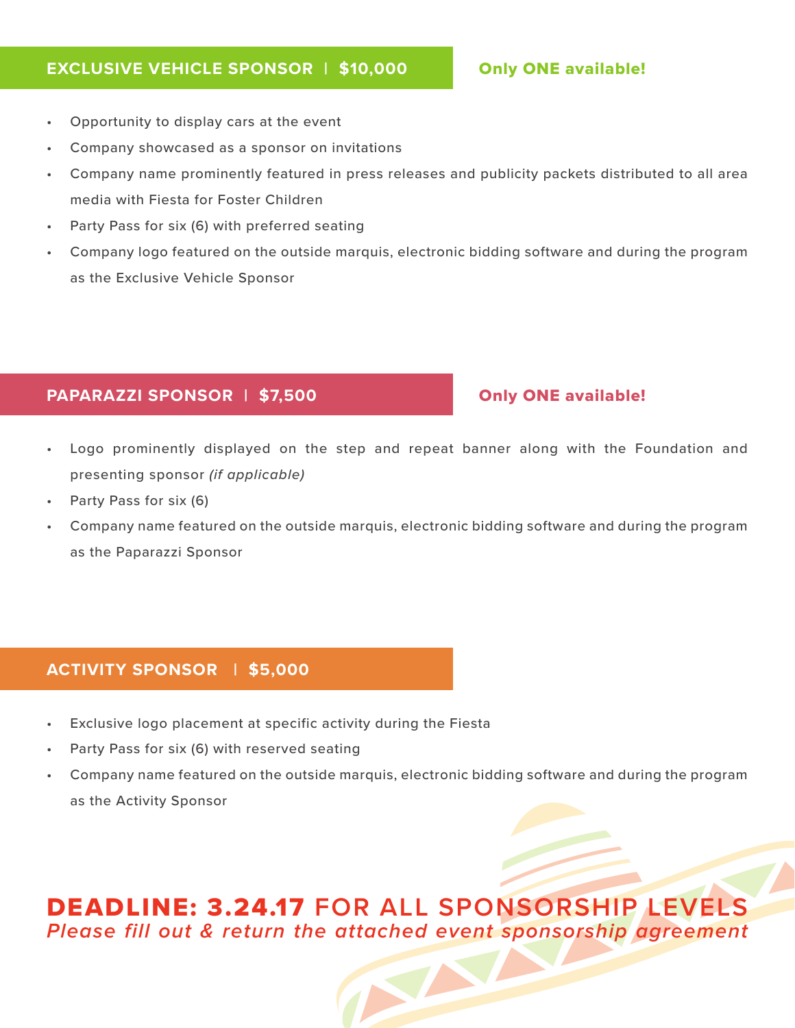## EXCLUSIVE VEHICLE SPONSOR | $10,000

**Only ONE available!**

- Opportunity to display cars at the event
- Company showcased as a sponsor on invitations
- Company name prominently featured in press releases and publicity packets distributed to all area media with Fiesta for Foster Children
- Party Pass for six (6) with preferred seating
- Company logo featured on the outside marquis, electronic bidding software and during the program as the Exclusive Vehicle Sponsor

## PAPARAZZI SPONSOR | $7,500

**Only ONE available!**

- Logo prominently displayed on the step and repeat banner along with the Foundation and presenting sponsor *(if applicable)*
- Party Pass for six (6)
- Company name featured on the outside marquis, electronic bidding software and during the program as the Paparazzi Sponsor

## ACTIVITY SPONSOR | $5,000

- Exclusive logo placement at specific activity during the Fiesta
- Party Pass for six (6) with reserved seating
- Company name featured on the outside marquis, electronic bidding software and during the program as the Activity Sponsor

## **DEADLINE: 3.24.17** FOR ALL SPONSORSHIP LEVELS

*Please fill out & return the attached event sponsorship agreement*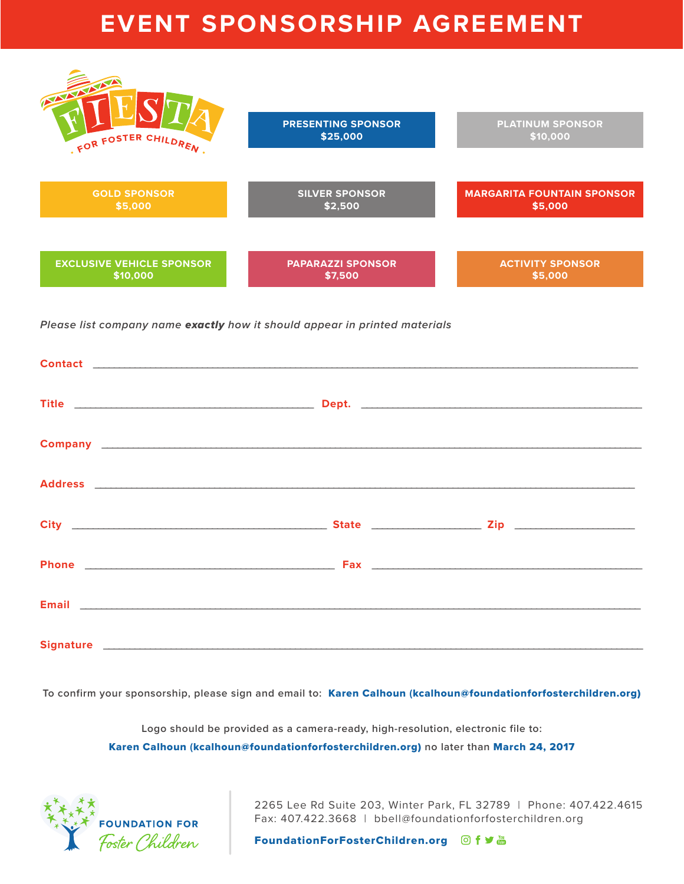# EVENT SPONSORSHIP AGREEMENT

FIESTA FOR FOSTER CHILDREN

**PRESENTING SPONSOR**
**$25,000**

**PLATINUM SPONSOR**
**$10,000**

**GOLD SPONSOR**
**$5,000**

**SILVER SPONSOR**
**$2,500**

**MARGARITA FOUNTAIN SPONSOR**
**$5,000**

**EXCLUSIVE VEHICLE SPONSOR**
**$10,000**

**PAPARAZZI SPONSOR**
**$7,500**

**ACTIVITY SPONSOR**
**$5,000**

*Please list company name **exactly** how it should appear in printed materials*

**Contact** ______________________________________________

**Title** ______________________ **Dept.** ______________________

**Company** ______________________________________________

**Address** ______________________________________________

**City** ______________________ **State** __________ **Zip** __________

**Phone** ______________________ **Fax** ______________________

**Email** ______________________________________________

**Signature** ______________________________________________

To confirm your sponsorship, please sign and email to: **Karen Calhoun (kcalhoun@foundationforfosterchildren.org)**

Logo should be provided as a camera-ready, high-resolution, electronic file to:
**Karen Calhoun (kcalhoun@foundationforfosterchildren.org)** no later than **March 24, 2017**

FOUNDATION FOR Foster Children

2265 Lee Rd Suite 203, Winter Park, FL 32789 | Phone: 407.422.4615
Fax: 407.422.3668 | bbell@foundationforfosterchildren.org

**FoundationForFosterChildren.org**